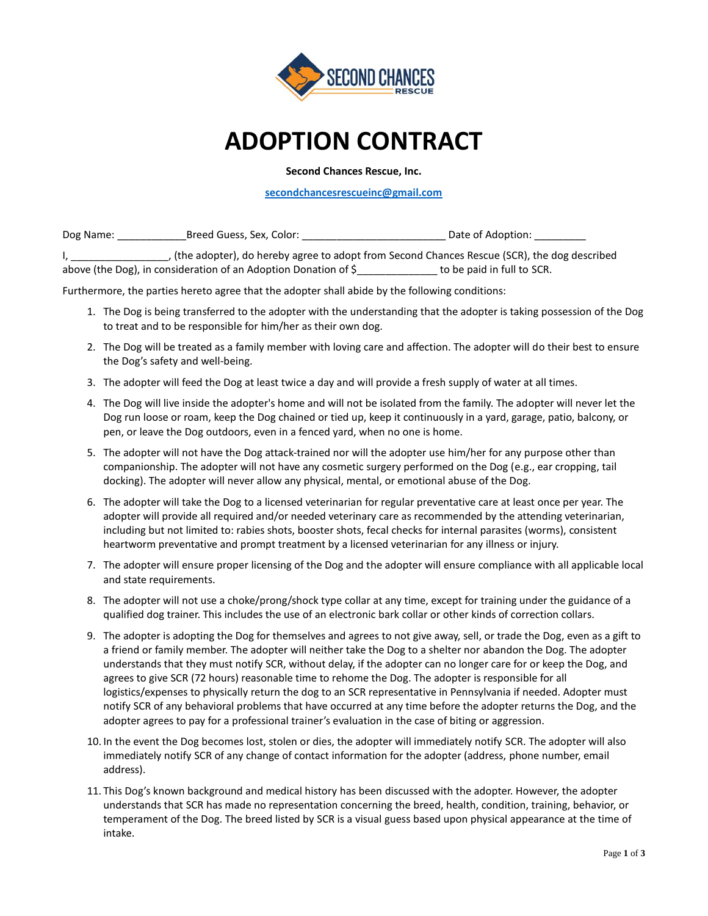# ADOPTION CONTRACT

**Second Chances Rescue, Inc.**

secondchancesrescueinc@gmail.com

Dog Name: ____________Breed Guess, Sex, Color: ________________________ Date of Adoption: _________

I, _________________, (the adopter), do hereby agree to adopt from Second Chances Rescue (SCR), the dog described above (the Dog), in consideration of an Adoption Donation of $_____________ to be paid in full to SCR.

Furthermore, the parties hereto agree that the adopter shall abide by the following conditions:

1. The Dog is being transferred to the adopter with the understanding that the adopter is taking possession of the Dog to treat and to be responsible for him/her as their own dog.
2. The Dog will be treated as a family member with loving care and affection. The adopter will do their best to ensure the Dog's safety and well-being.
3. The adopter will feed the Dog at least twice a day and will provide a fresh supply of water at all times.
4. The Dog will live inside the adopter's home and will not be isolated from the family. The adopter will never let the Dog run loose or roam, keep the Dog chained or tied up, keep it continuously in a yard, garage, patio, balcony, or pen, or leave the Dog outdoors, even in a fenced yard, when no one is home.
5. The adopter will not have the Dog attack-trained nor will the adopter use him/her for any purpose other than companionship. The adopter will not have any cosmetic surgery performed on the Dog (e.g., ear cropping, tail docking). The adopter will never allow any physical, mental, or emotional abuse of the Dog.
6. The adopter will take the Dog to a licensed veterinarian for regular preventative care at least once per year. The adopter will provide all required and/or needed veterinary care as recommended by the attending veterinarian, including but not limited to: rabies shots, booster shots, fecal checks for internal parasites (worms), consistent heartworm preventative and prompt treatment by a licensed veterinarian for any illness or injury.
7. The adopter will ensure proper licensing of the Dog and the adopter will ensure compliance with all applicable local and state requirements.
8. The adopter will not use a choke/prong/shock type collar at any time, except for training under the guidance of a qualified dog trainer. This includes the use of an electronic bark collar or other kinds of correction collars.
9. The adopter is adopting the Dog for themselves and agrees to not give away, sell, or trade the Dog, even as a gift to a friend or family member. The adopter will neither take the Dog to a shelter nor abandon the Dog. The adopter understands that they must notify SCR, without delay, if the adopter can no longer care for or keep the Dog, and agrees to give SCR (72 hours) reasonable time to rehome the Dog. The adopter is responsible for all logistics/expenses to physically return the dog to an SCR representative in Pennsylvania if needed. Adopter must notify SCR of any behavioral problems that have occurred at any time before the adopter returns the Dog, and the adopter agrees to pay for a professional trainer's evaluation in the case of biting or aggression.
10. In the event the Dog becomes lost, stolen or dies, the adopter will immediately notify SCR. The adopter will also immediately notify SCR of any change of contact information for the adopter (address, phone number, email address).
11. This Dog's known background and medical history has been discussed with the adopter. However, the adopter understands that SCR has made no representation concerning the breed, health, condition, training, behavior, or temperament of the Dog. The breed listed by SCR is a visual guess based upon physical appearance at the time of intake.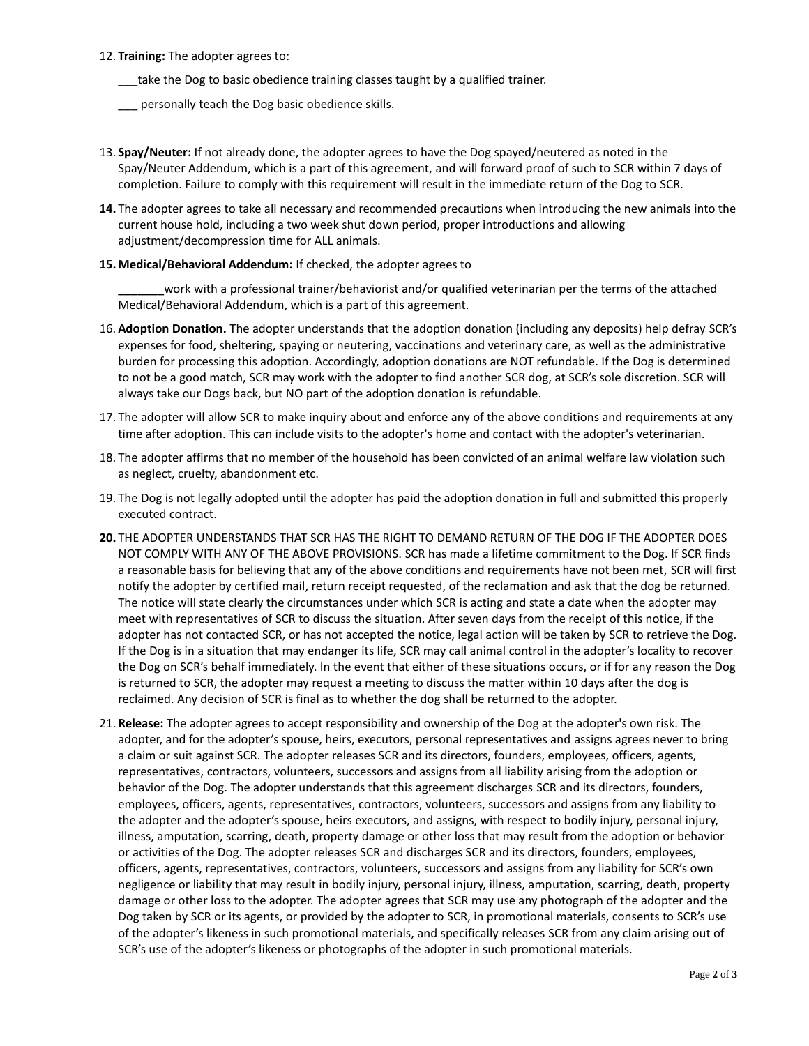12. **Training:** The adopter agrees to:

    ___take the Dog to basic obedience training classes taught by a qualified trainer.

    ___ personally teach the Dog basic obedience skills.

13. **Spay/Neuter:** If not already done, the adopter agrees to have the Dog spayed/neutered as noted in the Spay/Neuter Addendum, which is a part of this agreement, and will forward proof of such to SCR within 7 days of completion. Failure to comply with this requirement will result in the immediate return of the Dog to SCR.

14. The adopter agrees to take all necessary and recommended precautions when introducing the new animals into the current house hold, including a two week shut down period, proper introductions and allowing adjustment/decompression time for ALL animals.

15. **Medical/Behavioral Addendum:** If checked, the adopter agrees to

    **_______**work with a professional trainer/behaviorist and/or qualified veterinarian per the terms of the attached Medical/Behavioral Addendum, which is a part of this agreement.

16. **Adoption Donation.** The adopter understands that the adoption donation (including any deposits) help defray SCR's expenses for food, sheltering, spaying or neutering, vaccinations and veterinary care, as well as the administrative burden for processing this adoption. Accordingly, adoption donations are NOT refundable. If the Dog is determined to not be a good match, SCR may work with the adopter to find another SCR dog, at SCR's sole discretion. SCR will always take our Dogs back, but NO part of the adoption donation is refundable.

17. The adopter will allow SCR to make inquiry about and enforce any of the above conditions and requirements at any time after adoption. This can include visits to the adopter's home and contact with the adopter's veterinarian.

18. The adopter affirms that no member of the household has been convicted of an animal welfare law violation such as neglect, cruelty, abandonment etc.

19. The Dog is not legally adopted until the adopter has paid the adoption donation in full and submitted this properly executed contract.

20. THE ADOPTER UNDERSTANDS THAT SCR HAS THE RIGHT TO DEMAND RETURN OF THE DOG IF THE ADOPTER DOES NOT COMPLY WITH ANY OF THE ABOVE PROVISIONS. SCR has made a lifetime commitment to the Dog. If SCR finds a reasonable basis for believing that any of the above conditions and requirements have not been met, SCR will first notify the adopter by certified mail, return receipt requested, of the reclamation and ask that the dog be returned. The notice will state clearly the circumstances under which SCR is acting and state a date when the adopter may meet with representatives of SCR to discuss the situation. After seven days from the receipt of this notice, if the adopter has not contacted SCR, or has not accepted the notice, legal action will be taken by SCR to retrieve the Dog. If the Dog is in a situation that may endanger its life, SCR may call animal control in the adopter's locality to recover the Dog on SCR's behalf immediately. In the event that either of these situations occurs, or if for any reason the Dog is returned to SCR, the adopter may request a meeting to discuss the matter within 10 days after the dog is reclaimed. Any decision of SCR is final as to whether the dog shall be returned to the adopter.

21. **Release:** The adopter agrees to accept responsibility and ownership of the Dog at the adopter's own risk. The adopter, and for the adopter's spouse, heirs, executors, personal representatives and assigns agrees never to bring a claim or suit against SCR. The adopter releases SCR and its directors, founders, employees, officers, agents, representatives, contractors, volunteers, successors and assigns from all liability arising from the adoption or behavior of the Dog. The adopter understands that this agreement discharges SCR and its directors, founders, employees, officers, agents, representatives, contractors, volunteers, successors and assigns from any liability to the adopter and the adopter's spouse, heirs executors, and assigns, with respect to bodily injury, personal injury, illness, amputation, scarring, death, property damage or other loss that may result from the adoption or behavior or activities of the Dog. The adopter releases SCR and discharges SCR and its directors, founders, employees, officers, agents, representatives, contractors, volunteers, successors and assigns from any liability for SCR's own negligence or liability that may result in bodily injury, personal injury, illness, amputation, scarring, death, property damage or other loss to the adopter. The adopter agrees that SCR may use any photograph of the adopter and the Dog taken by SCR or its agents, or provided by the adopter to SCR, in promotional materials, consents to SCR's use of the adopter's likeness in such promotional materials, and specifically releases SCR from any claim arising out of SCR's use of the adopter's likeness or photographs of the adopter in such promotional materials.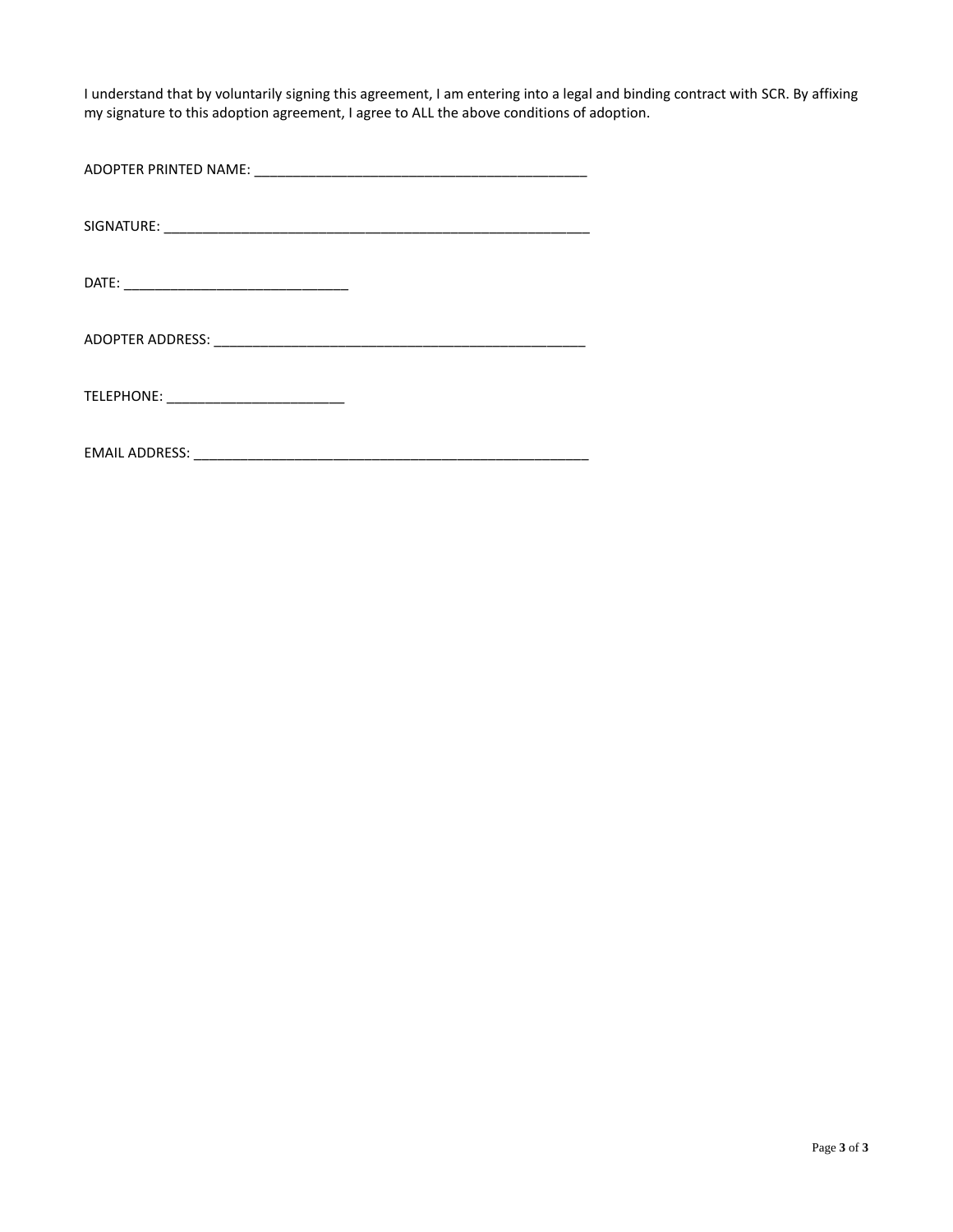I understand that by voluntarily signing this agreement, I am entering into a legal and binding contract with SCR. By affixing my signature to this adoption agreement, I agree to ALL the above conditions of adoption.

ADOPTER PRINTED NAME: ___________________________________________

SIGNATURE: _______________________________________________________

DATE: ____________________________

ADOPTER ADDRESS: __________________________________________________

TELEPHONE: _______________________

EMAIL ADDRESS: ____________________________________________________